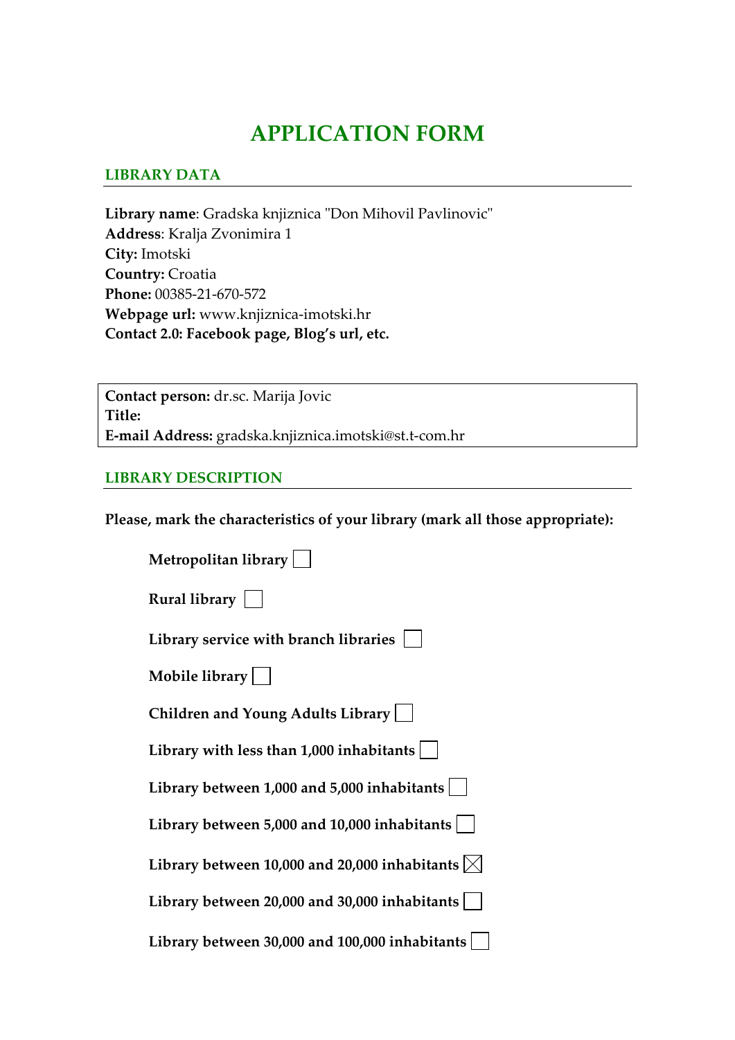# APPLICATION FORM

## LIBRARY DATA

**Library name**: Gradska knjiznica "Don Mihovil Pavlinovic"
**Address**: Kralja Zvonimira 1
**City:** Imotski
**Country:** Croatia
**Phone:** 00385-21-670-572
**Webpage url:** www.knjiznica-imotski.hr
**Contact 2.0: Facebook page, Blog's url, etc.**

**Contact person:** dr.sc. Marija Jovic
**Title:**
**E-mail Address:** gradska.knjiznica.imotski@st.t-com.hr

## LIBRARY DESCRIPTION

**Please, mark the characteristics of your library (mark all those appropriate):**

- **Metropolitan library** ☐
- **Rural library** ☐
- **Library service with branch libraries** ☐
- **Mobile library** ☐
- **Children and Young Adults Library** ☐
- **Library with less than 1,000 inhabitants** ☐
- **Library between 1,000 and 5,000 inhabitants** ☐
- **Library between 5,000 and 10,000 inhabitants** ☐
- **Library between 10,000 and 20,000 inhabitants** ☒
- **Library between 20,000 and 30,000 inhabitants** ☐
- **Library between 30,000 and 100,000 inhabitants** ☐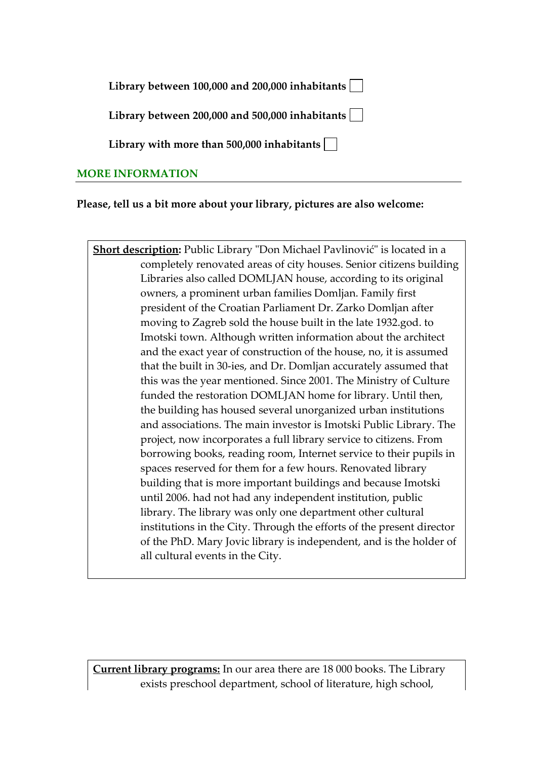**Library between 100,000 and 200,000 inhabitants** ☐

**Library between 200,000 and 500,000 inhabitants** ☐

**Library with more than 500,000 inhabitants** ☐

## MORE INFORMATION

**Please, tell us a bit more about your library, pictures are also welcome:**

**Short description:** Public Library "Don Michael Pavlinović" is located in a completely renovated areas of city houses. Senior citizens building Libraries also called DOMLJAN house, according to its original owners, a prominent urban families Domljan. Family first president of the Croatian Parliament Dr. Zarko Domljan after moving to Zagreb sold the house built in the late 1932.god. to Imotski town. Although written information about the architect and the exact year of construction of the house, no, it is assumed that the built in 30-ies, and Dr. Domljan accurately assumed that this was the year mentioned. Since 2001. The Ministry of Culture funded the restoration DOMLJAN home for library. Until then, the building has housed several unorganized urban institutions and associations. The main investor is Imotski Public Library. The project, now incorporates a full library service to citizens. From borrowing books, reading room, Internet service to their pupils in spaces reserved for them for a few hours. Renovated library building that is more important buildings and because Imotski until 2006. had not had any independent institution, public library. The library was only one department other cultural institutions in the City. Through the efforts of the present director of the PhD. Mary Jovic library is independent, and is the holder of all cultural events in the City.

**Current library programs:** In our area there are 18 000 books. The Library exists preschool department, school of literature, high school,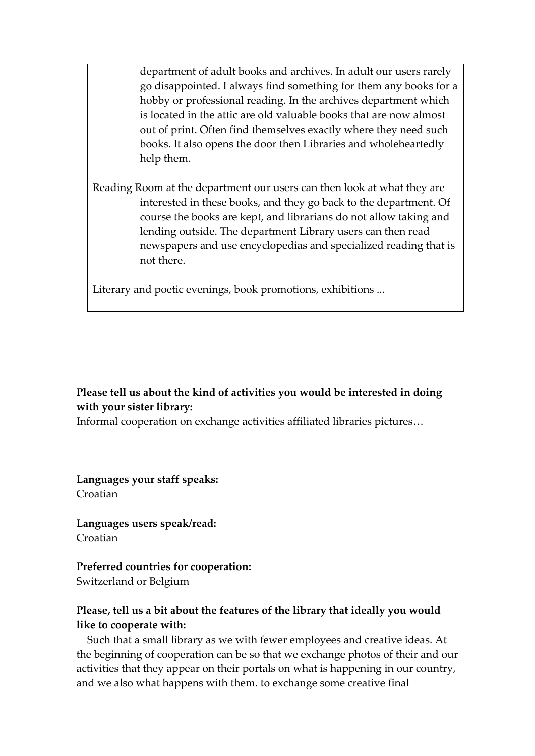department of adult books and archives. In adult our users rarely go disappointed. I always find something for them any books for a hobby or professional reading. In the archives department which is located in the attic are old valuable books that are now almost out of print. Often find themselves exactly where they need such books. It also opens the door then Libraries and wholeheartedly help them.

Reading Room at the department our users can then look at what they are interested in these books, and they go back to the department. Of course the books are kept, and librarians do not allow taking and lending outside. The department Library users can then read newspapers and use encyclopedias and specialized reading that is not there.

Literary and poetic evenings, book promotions, exhibitions ...

**Please tell us about the kind of activities you would be interested in doing with your sister library:**

Informal cooperation on exchange activities affiliated libraries pictures…

**Languages your staff speaks:**

Croatian

**Languages users speak/read:**

Croatian

**Preferred countries for cooperation:**

Switzerland or Belgium

**Please, tell us a bit about the features of the library that ideally you would like to cooperate with:**

Such that a small library as we with fewer employees and creative ideas. At the beginning of cooperation can be so that we exchange photos of their and our activities that they appear on their portals on what is happening in our country, and we also what happens with them. to exchange some creative final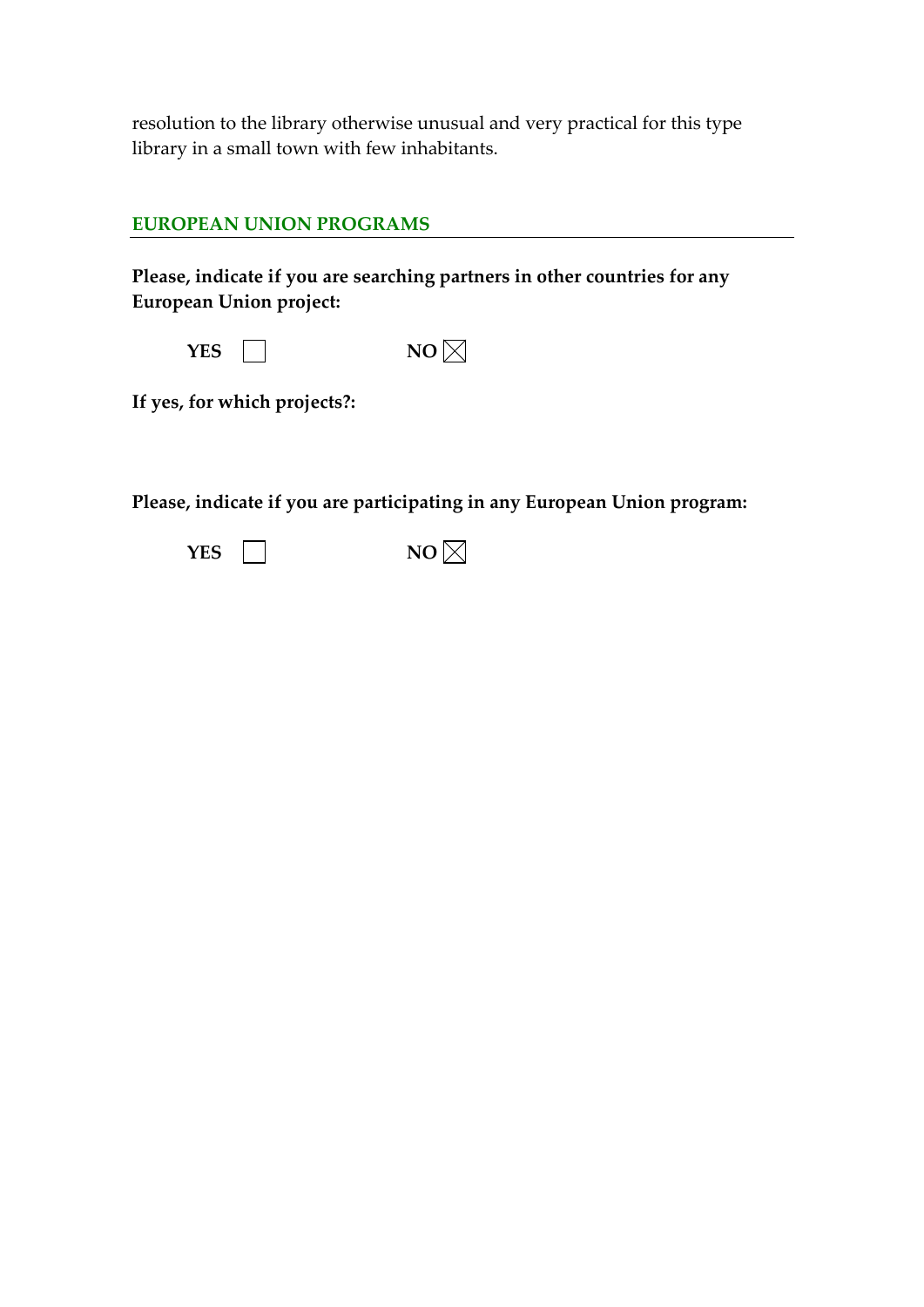resolution to the library otherwise unusual and very practical for this type library in a small town with few inhabitants.

## EUROPEAN UNION PROGRAMS

**Please, indicate if you are searching partners in other countries for any European Union project:**

**YES** ☐ **NO** ☒

**If yes, for which projects?:**

**Please, indicate if you are participating in any European Union program:**

**YES** ☐ **NO** ☒